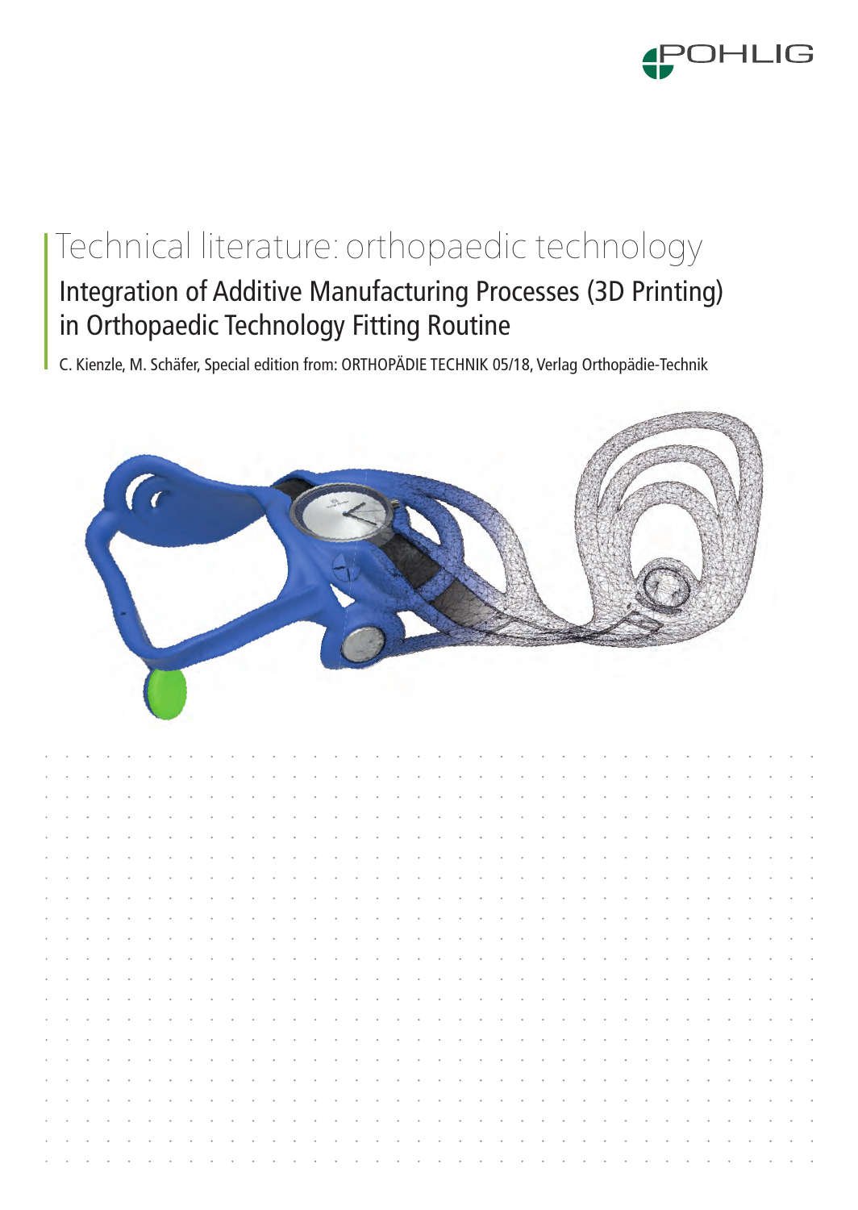# Technical literature: orthopaedic technology

## Integration of Additive Manufacturing Processes (3D Printing) in Orthopaedic Technology Fitting Routine

C. Kienzle, M. Schäfer, Special edition from: ORTHOPÄDIE TECHNIK 05/18, Verlag Orthopädie-Technik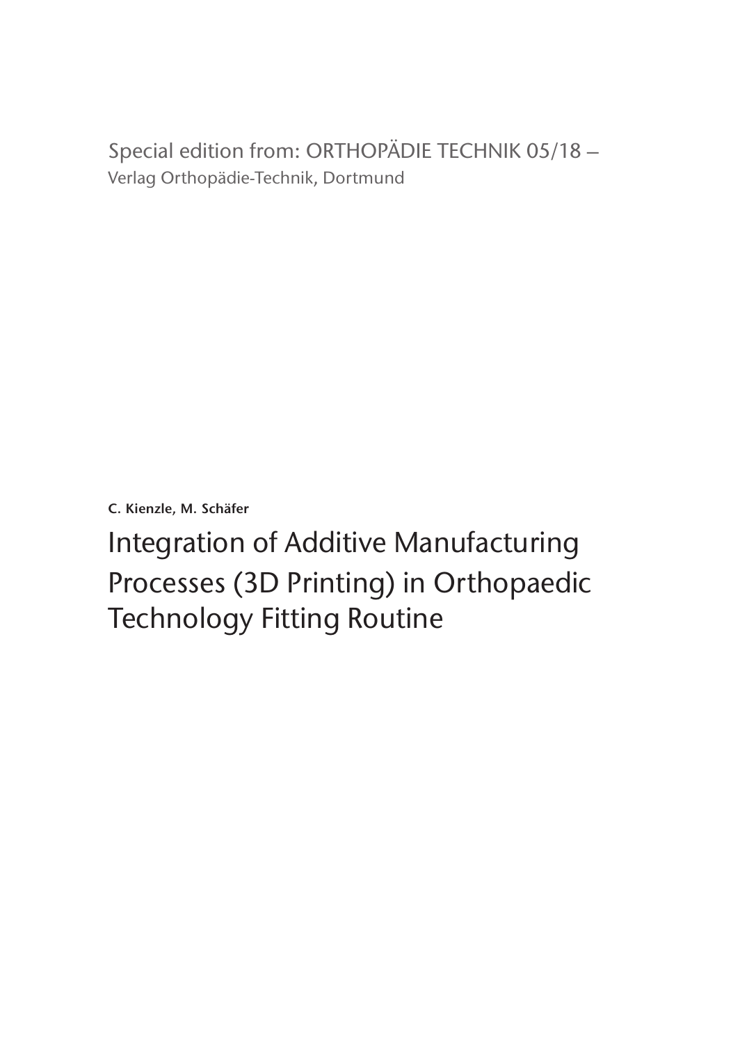Special edition from: ORTHOPÄDIE TECHNIK 05/18 –
Verlag Orthopädie-Technik, Dortmund

**C. Kienzle, M. Schäfer**

# Integration of Additive Manufacturing Processes (3D Printing) in Orthopaedic Technology Fitting Routine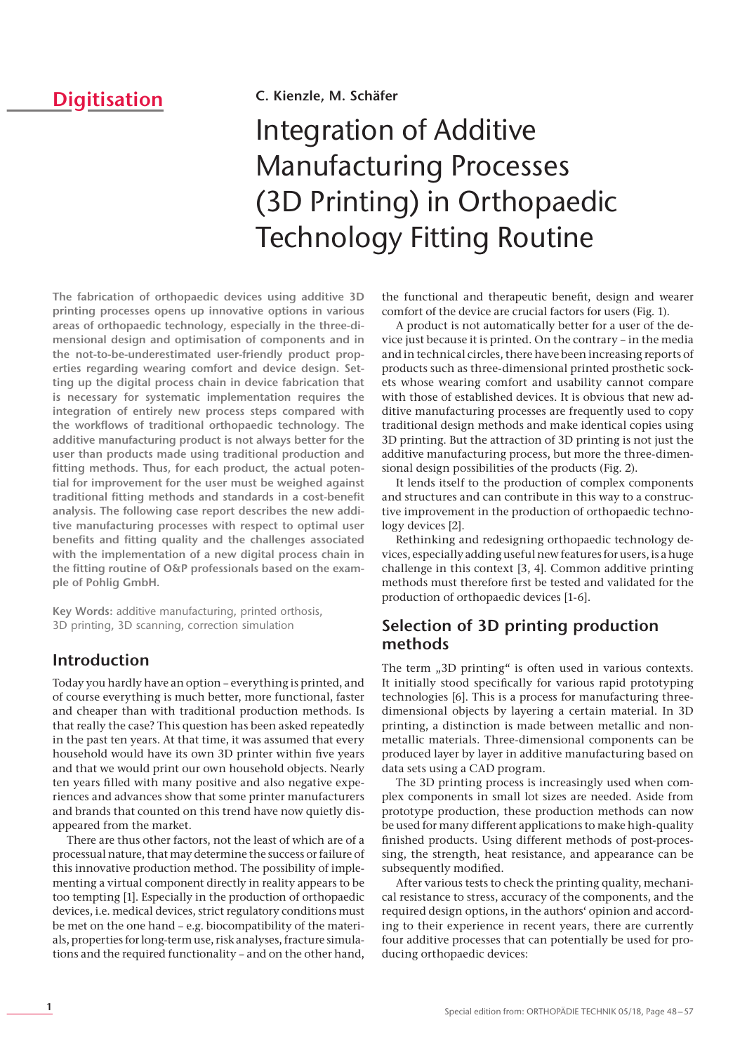Digitisation

C. Kienzle, M. Schäfer

# Integration of Additive Manufacturing Processes (3D Printing) in Orthopaedic Technology Fitting Routine

**The fabrication of orthopaedic devices using additive 3D printing processes opens up innovative options in various areas of orthopaedic technology, especially in the three-dimensional design and optimisation of components and in the not-to-be-underestimated user-friendly product properties regarding wearing comfort and device design. Setting up the digital process chain in device fabrication that is necessary for systematic implementation requires the integration of entirely new process steps compared with the workflows of traditional orthopaedic technology. The additive manufacturing product is not always better for the user than products made using traditional production and fitting methods. Thus, for each product, the actual potential for improvement for the user must be weighed against traditional fitting methods and standards in a cost-benefit analysis. The following case report describes the new additive manufacturing processes with respect to optimal user benefits and fitting quality and the challenges associated with the implementation of a new digital process chain in the fitting routine of O&P professionals based on the example of Pohlig GmbH.**

**Key Words:** additive manufacturing, printed orthosis, 3D printing, 3D scanning, correction simulation

## Introduction

Today you hardly have an option – everything is printed, and of course everything is much better, more functional, faster and cheaper than with traditional production methods. Is that really the case? This question has been asked repeatedly in the past ten years. At that time, it was assumed that every household would have its own 3D printer within five years and that we would print our own household objects. Nearly ten years filled with many positive and also negative experiences and advances show that some printer manufacturers and brands that counted on this trend have now quietly disappeared from the market.

There are thus other factors, not the least of which are of a processual nature, that may determine the success or failure of this innovative production method. The possibility of implementing a virtual component directly in reality appears to be too tempting [1]. Especially in the production of orthopaedic devices, i.e. medical devices, strict regulatory conditions must be met on the one hand – e.g. biocompatibility of the materials, properties for long-term use, risk analyses, fracture simulations and the required functionality – and on the other hand, the functional and therapeutic benefit, design and wearer comfort of the device are crucial factors for users (Fig. 1).

A product is not automatically better for a user of the device just because it is printed. On the contrary – in the media and in technical circles, there have been increasing reports of products such as three-dimensional printed prosthetic sockets whose wearing comfort and usability cannot compare with those of established devices. It is obvious that new additive manufacturing processes are frequently used to copy traditional design methods and make identical copies using 3D printing. But the attraction of 3D printing is not just the additive manufacturing process, but more the three-dimensional design possibilities of the products (Fig. 2).

It lends itself to the production of complex components and structures and can contribute in this way to a constructive improvement in the production of orthopaedic technology devices [2].

Rethinking and redesigning orthopaedic technology devices, especially adding useful new features for users, is a huge challenge in this context [3, 4]. Common additive printing methods must therefore first be tested and validated for the production of orthopaedic devices [1-6].

## Selection of 3D printing production methods

The term „3D printing" is often used in various contexts. It initially stood specifically for various rapid prototyping technologies [6]. This is a process for manufacturing three-dimensional objects by layering a certain material. In 3D printing, a distinction is made between metallic and non-metallic materials. Three-dimensional components can be produced layer by layer in additive manufacturing based on data sets using a CAD program.

The 3D printing process is increasingly used when complex components in small lot sizes are needed. Aside from prototype production, these production methods can now be used for many different applications to make high-quality finished products. Using different methods of post-processing, the strength, heat resistance, and appearance can be subsequently modified.

After various tests to check the printing quality, mechanical resistance to stress, accuracy of the components, and the required design options, in the authors' opinion and according to their experience in recent years, there are currently four additive processes that can potentially be used for producing orthopaedic devices: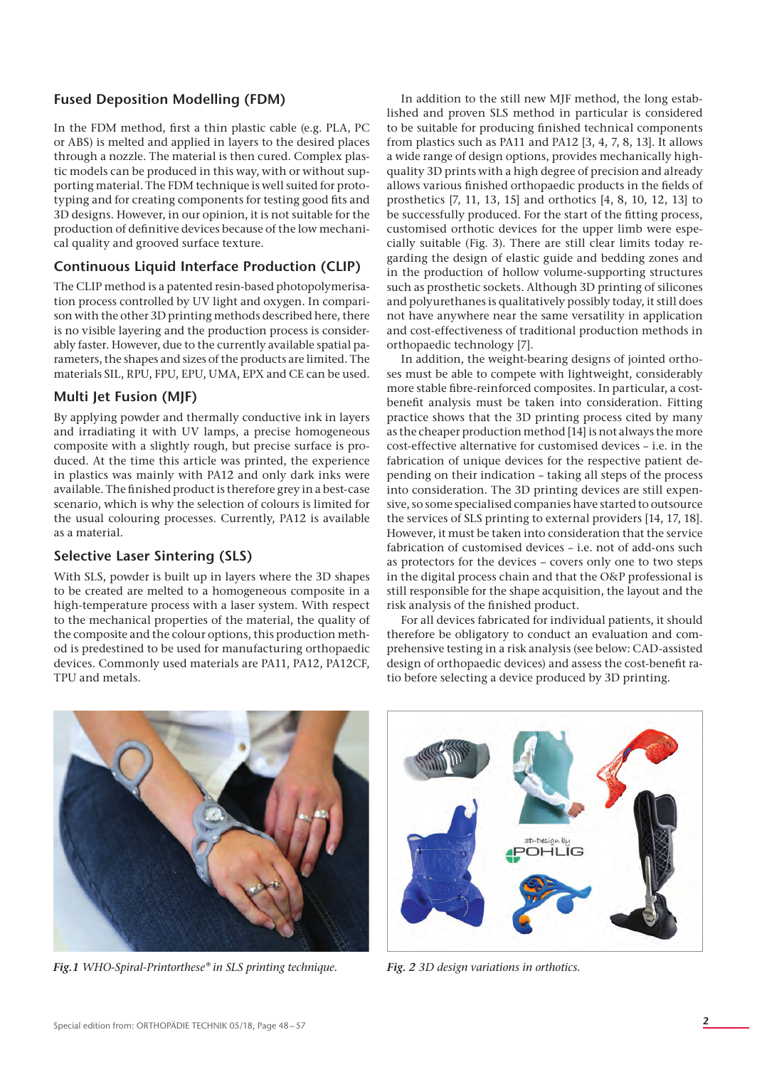## Fused Deposition Modelling (FDM)

In the FDM method, first a thin plastic cable (e.g. PLA, PC or ABS) is melted and applied in layers to the desired places through a nozzle. The material is then cured. Complex plastic models can be produced in this way, with or without supporting material. The FDM technique is well suited for prototyping and for creating components for testing good fits and 3D designs. However, in our opinion, it is not suitable for the production of definitive devices because of the low mechanical quality and grooved surface texture.

## Continuous Liquid Interface Production (CLIP)

The CLIP method is a patented resin-based photopolymerisation process controlled by UV light and oxygen. In comparison with the other 3D printing methods described here, there is no visible layering and the production process is considerably faster. However, due to the currently available spatial parameters, the shapes and sizes of the products are limited. The materials SIL, RPU, FPU, EPU, UMA, EPX and CE can be used.

## Multi Jet Fusion (MJF)

By applying powder and thermally conductive ink in layers and irradiating it with UV lamps, a precise homogeneous composite with a slightly rough, but precise surface is produced. At the time this article was printed, the experience in plastics was mainly with PA12 and only dark inks were available. The finished product is therefore grey in a best-case scenario, which is why the selection of colours is limited for the usual colouring processes. Currently, PA12 is available as a material.

## Selective Laser Sintering (SLS)

With SLS, powder is built up in layers where the 3D shapes to be created are melted to a homogeneous composite in a high-temperature process with a laser system. With respect to the mechanical properties of the material, the quality of the composite and the colour options, this production method is predestined to be used for manufacturing orthopaedic devices. Commonly used materials are PA11, PA12, PA12CF, TPU and metals.

In addition to the still new MJF method, the long established and proven SLS method in particular is considered to be suitable for producing finished technical components from plastics such as PA11 and PA12 [3, 4, 7, 8, 13]. It allows a wide range of design options, provides mechanically high-quality 3D prints with a high degree of precision and already allows various finished orthopaedic products in the fields of prosthetics [7, 11, 13, 15] and orthotics [4, 8, 10, 12, 13] to be successfully produced. For the start of the fitting process, customised orthotic devices for the upper limb were especially suitable (Fig. 3). There are still clear limits today regarding the design of elastic guide and bedding zones and in the production of hollow volume-supporting structures such as prosthetic sockets. Although 3D printing of silicones and polyurethanes is qualitatively possibly today, it still does not have anywhere near the same versatility in application and cost-effectiveness of traditional production methods in orthopaedic technology [7].

In addition, the weight-bearing designs of jointed orthoses must be able to compete with lightweight, considerably more stable fibre-reinforced composites. In particular, a cost-benefit analysis must be taken into consideration. Fitting practice shows that the 3D printing process cited by many as the cheaper production method [14] is not always the more cost-effective alternative for customised devices – i.e. in the fabrication of unique devices for the respective patient depending on their indication – taking all steps of the process into consideration. The 3D printing devices are still expensive, so some specialised companies have started to outsource the services of SLS printing to external providers [14, 17, 18]. However, it must be taken into consideration that the service fabrication of customised devices – i.e. not of add-ons such as protectors for the devices – covers only one to two steps in the digital process chain and that the O&P professional is still responsible for the shape acquisition, the layout and the risk analysis of the finished product.

For all devices fabricated for individual patients, it should therefore be obligatory to conduct an evaluation and comprehensive testing in a risk analysis (see below: CAD-assisted design of orthopaedic devices) and assess the cost-benefit ratio before selecting a device produced by 3D printing.

*Fig. 1 WHO-Spiral-Printorthese® in SLS printing technique.*

*Fig. 2 3D design variations in orthotics.*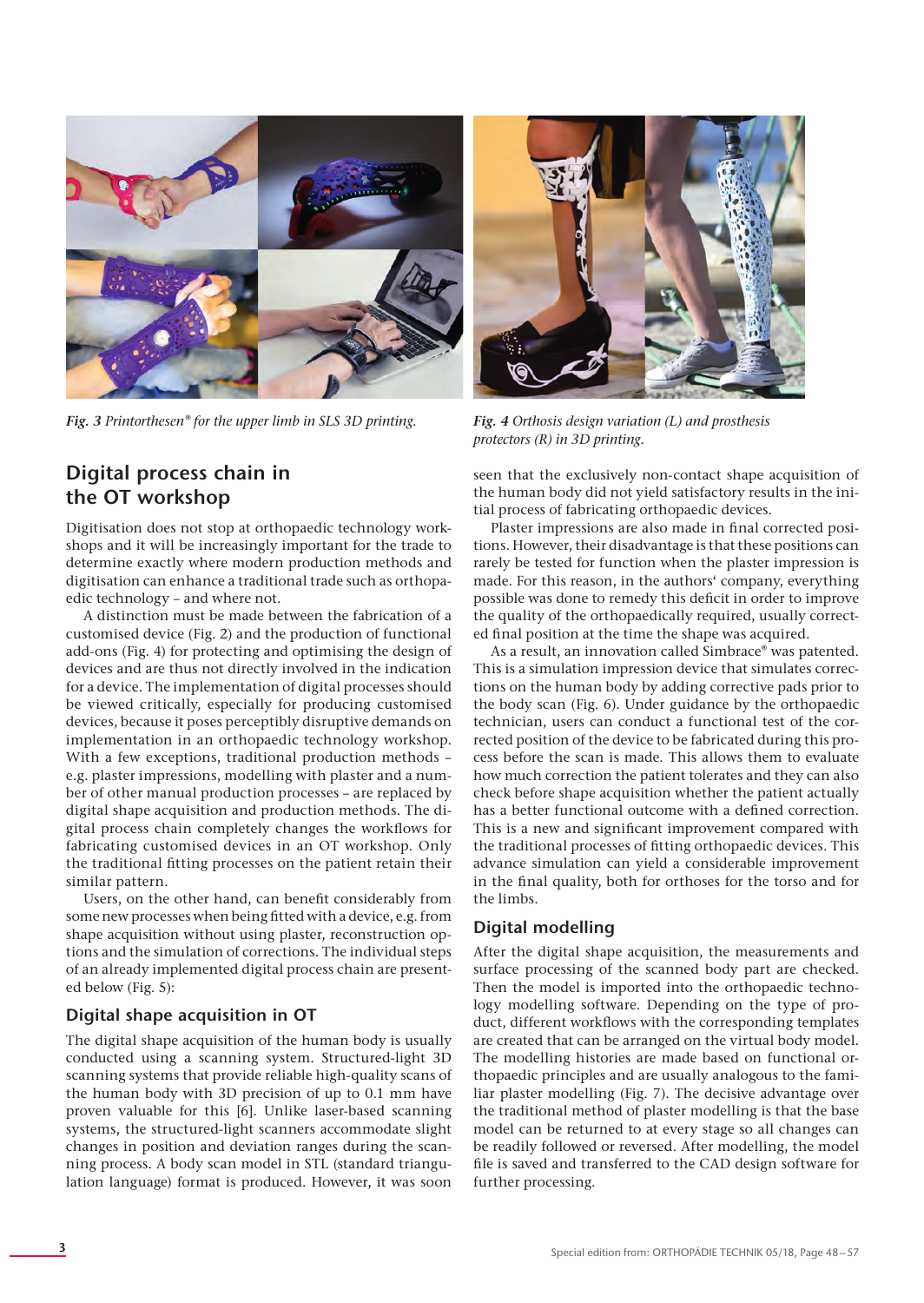*Fig. 3 Printorthesen® for the upper limb in SLS 3D printing.*

*Fig. 4 Orthosis design variation (L) and prosthesis protectors (R) in 3D printing.*

## Digital process chain in the OT workshop

Digitisation does not stop at orthopaedic technology workshops and it will be increasingly important for the trade to determine exactly where modern production methods and digitisation can enhance a traditional trade such as orthopaedic technology – and where not.

A distinction must be made between the fabrication of a customised device (Fig. 2) and the production of functional add-ons (Fig. 4) for protecting and optimising the design of devices and are thus not directly involved in the indication for a device. The implementation of digital processes should be viewed critically, especially for producing customised devices, because it poses perceptibly disruptive demands on implementation in an orthopaedic technology workshop. With a few exceptions, traditional production methods – e.g. plaster impressions, modelling with plaster and a number of other manual production processes – are replaced by digital shape acquisition and production methods. The digital process chain completely changes the workflows for fabricating customised devices in an OT workshop. Only the traditional fitting processes on the patient retain their similar pattern.

Users, on the other hand, can benefit considerably from some new processes when being fitted with a device, e.g. from shape acquisition without using plaster, reconstruction options and the simulation of corrections. The individual steps of an already implemented digital process chain are presented below (Fig. 5):

### Digital shape acquisition in OT

The digital shape acquisition of the human body is usually conducted using a scanning system. Structured-light 3D scanning systems that provide reliable high-quality scans of the human body with 3D precision of up to 0.1 mm have proven valuable for this [6]. Unlike laser-based scanning systems, the structured-light scanners accommodate slight changes in position and deviation ranges during the scanning process. A body scan model in STL (standard triangulation language) format is produced. However, it was soon seen that the exclusively non-contact shape acquisition of the human body did not yield satisfactory results in the initial process of fabricating orthopaedic devices.

Plaster impressions are also made in final corrected positions. However, their disadvantage is that these positions can rarely be tested for function when the plaster impression is made. For this reason, in the authors' company, everything possible was done to remedy this deficit in order to improve the quality of the orthopaedically required, usually corrected final position at the time the shape was acquired.

As a result, an innovation called Simbrace® was patented. This is a simulation impression device that simulates corrections on the human body by adding corrective pads prior to the body scan (Fig. 6). Under guidance by the orthopaedic technician, users can conduct a functional test of the corrected position of the device to be fabricated during this process before the scan is made. This allows them to evaluate how much correction the patient tolerates and they can also check before shape acquisition whether the patient actually has a better functional outcome with a defined correction. This is a new and significant improvement compared with the traditional processes of fitting orthopaedic devices. This advance simulation can yield a considerable improvement in the final quality, both for orthoses for the torso and for the limbs.

### Digital modelling

After the digital shape acquisition, the measurements and surface processing of the scanned body part are checked. Then the model is imported into the orthopaedic technology modelling software. Depending on the type of product, different workflows with the corresponding templates are created that can be arranged on the virtual body model. The modelling histories are made based on functional orthopaedic principles and are usually analogous to the familiar plaster modelling (Fig. 7). The decisive advantage over the traditional method of plaster modelling is that the base model can be returned to at every stage so all changes can be readily followed or reversed. After modelling, the model file is saved and transferred to the CAD design software for further processing.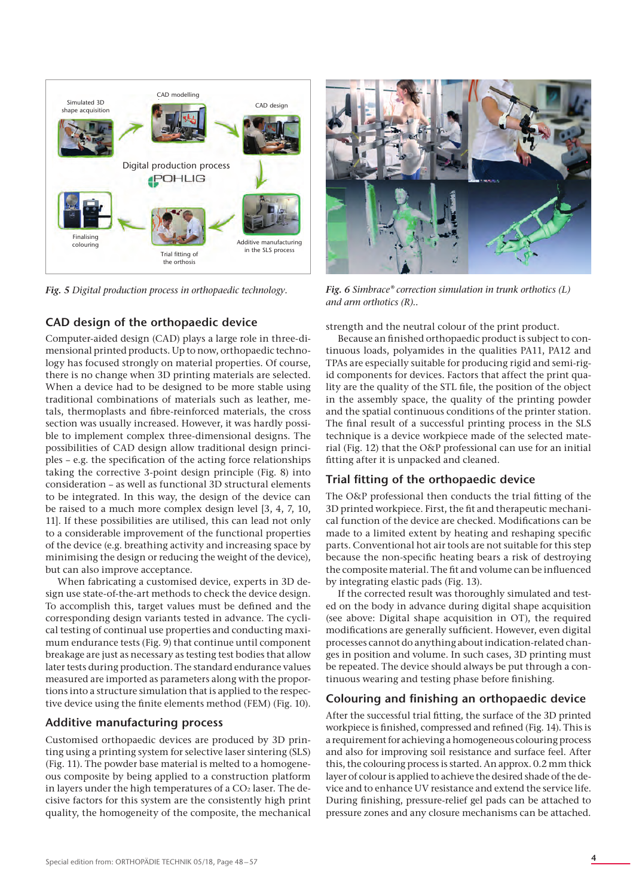*Fig. 5 Digital production process in orthopaedic technology.*

*Fig. 6 Simbrace® correction simulation in trunk orthotics (L) and arm orthotics (R)..*

## CAD design of the orthopaedic device

Computer-aided design (CAD) plays a large role in three-dimensional printed products. Up to now, orthopaedic technology has focused strongly on material properties. Of course, there is no change when 3D printing materials are selected. When a device had to be designed to be more stable using traditional combinations of materials such as leather, metals, thermoplasts and fibre-reinforced materials, the cross section was usually increased. However, it was hardly possible to implement complex three-dimensional designs. The possibilities of CAD design allow traditional design principles – e.g. the specification of the acting force relationships taking the corrective 3-point design principle (Fig. 8) into consideration – as well as functional 3D structural elements to be integrated. In this way, the design of the device can be raised to a much more complex design level [3, 4, 7, 10, 11]. If these possibilities are utilised, this can lead not only to a considerable improvement of the functional properties of the device (e.g. breathing activity and increasing space by minimising the design or reducing the weight of the device), but can also improve acceptance.

When fabricating a customised device, experts in 3D design use state-of-the-art methods to check the device design. To accomplish this, target values must be defined and the corresponding design variants tested in advance. The cyclical testing of continual use properties and conducting maximum endurance tests (Fig. 9) that continue until component breakage are just as necessary as testing test bodies that allow later tests during production. The standard endurance values measured are imported as parameters along with the proportions into a structure simulation that is applied to the respective device using the finite elements method (FEM) (Fig. 10).

## Additive manufacturing process

Customised orthopaedic devices are produced by 3D printing using a printing system for selective laser sintering (SLS) (Fig. 11). The powder base material is melted to a homogeneous composite by being applied to a construction platform in layers under the high temperatures of a $CO_2$ laser. The decisive factors for this system are the consistently high print quality, the homogeneity of the composite, the mechanical strength and the neutral colour of the print product.

Because an finished orthopaedic product is subject to continuous loads, polyamides in the qualities PA11, PA12 and TPAs are especially suitable for producing rigid and semi-rigid components for devices. Factors that affect the print quality are the quality of the STL file, the position of the object in the assembly space, the quality of the printing powder and the spatial continuous conditions of the printer station. The final result of a successful printing process in the SLS technique is a device workpiece made of the selected material (Fig. 12) that the O&P professional can use for an initial fitting after it is unpacked and cleaned.

## Trial fitting of the orthopaedic device

The O&P professional then conducts the trial fitting of the 3D printed workpiece. First, the fit and therapeutic mechanical function of the device are checked. Modifications can be made to a limited extent by heating and reshaping specific parts. Conventional hot air tools are not suitable for this step because the non-specific heating bears a risk of destroying the composite material. The fit and volume can be influenced by integrating elastic pads (Fig. 13).

If the corrected result was thoroughly simulated and tested on the body in advance during digital shape acquisition (see above: Digital shape acquisition in OT), the required modifications are generally sufficient. However, even digital processes cannot do anything about indication-related changes in position and volume. In such cases, 3D printing must be repeated. The device should always be put through a continuous wearing and testing phase before finishing.

## Colouring and finishing an orthopaedic device

After the successful trial fitting, the surface of the 3D printed workpiece is finished, compressed and refined (Fig. 14). This is a requirement for achieving a homogeneous colouring process and also for improving soil resistance and surface feel. After this, the colouring process is started. An approx. 0.2 mm thick layer of colour is applied to achieve the desired shade of the device and to enhance UV resistance and extend the service life. During finishing, pressure-relief gel pads can be attached to pressure zones and any closure mechanisms can be attached.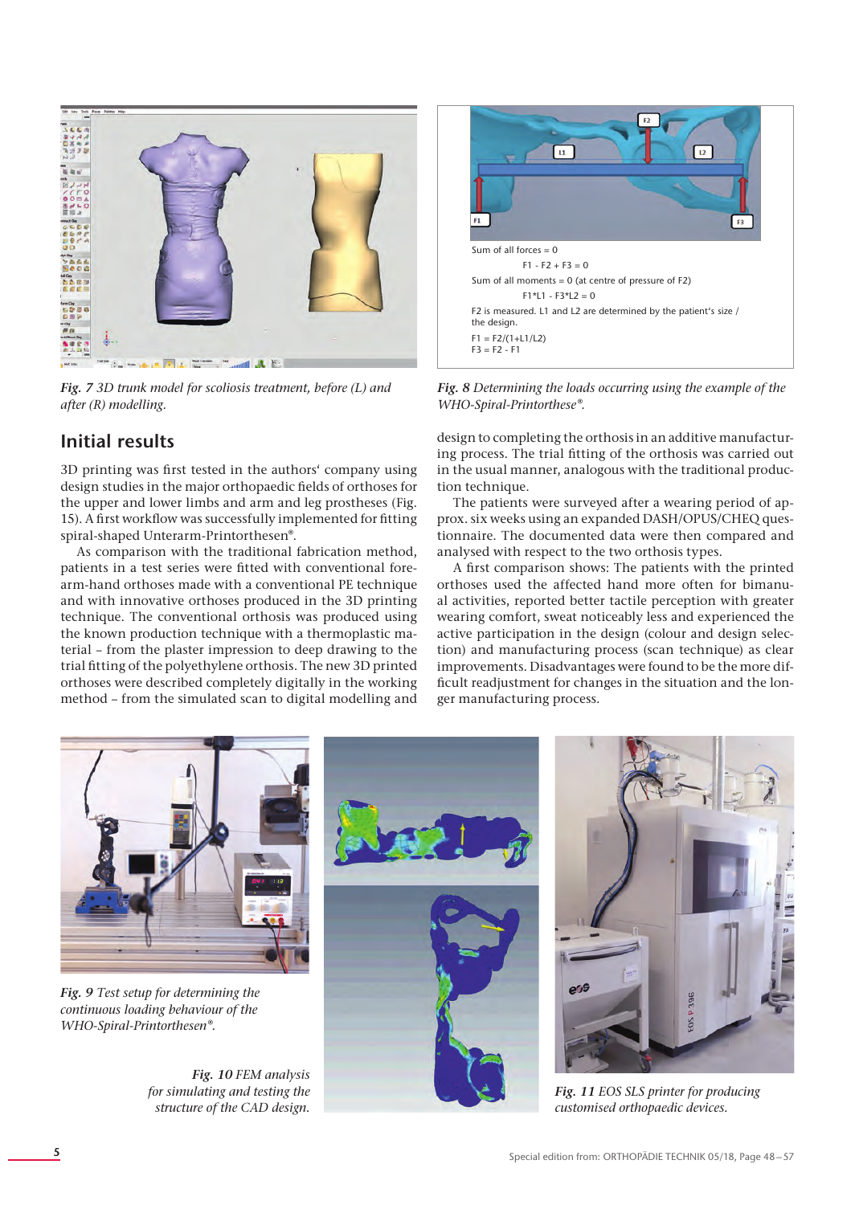Sum of all forces = 0

$$F1 - F2 + F3 = 0$$

Sum of all moments = 0 (at centre of pressure of F2)

$$F1 \cdot L1 - F3 \cdot L2 = 0$$

F2 is measured. L1 and L2 are determined by the patient's size / the design.

$$F1 = F2/(1+L1/L2)$$
$$F3 = F2 - F1$$

*Fig. 7* *3D trunk model for scoliosis treatment, before (L) and after (R) modelling.*

*Fig. 8* *Determining the loads occurring using the example of the WHO-Spiral-Printorthese®.*

## Initial results

3D printing was first tested in the authors' company using design studies in the major orthopaedic fields of orthoses for the upper and lower limbs and arm and leg prostheses (Fig. 15). A first workflow was successfully implemented for fitting spiral-shaped Unterarm-Printorthesen®.

As comparison with the traditional fabrication method, patients in a test series were fitted with conventional forearm-hand orthoses made with a conventional PE technique and with innovative orthoses produced in the 3D printing technique. The conventional orthosis was produced using the known production technique with a thermoplastic material – from the plaster impression to deep drawing to the trial fitting of the polyethylene orthosis. The new 3D printed orthoses were described completely digitally in the working method – from the simulated scan to digital modelling and design to completing the orthosis in an additive manufacturing process. The trial fitting of the orthosis was carried out in the usual manner, analogous with the traditional production technique.

The patients were surveyed after a wearing period of approx. six weeks using an expanded DASH/OPUS/CHEQ questionnaire. The documented data were then compared and analysed with respect to the two orthosis types.

A first comparison shows: The patients with the printed orthoses used the affected hand more often for bimanual activities, reported better tactile perception with greater wearing comfort, sweat noticeably less and experienced the active participation in the design (colour and design selection) and manufacturing process (scan technique) as clear improvements. Disadvantages were found to be the more difficult readjustment for changes in the situation and the longer manufacturing process.

*Fig. 9* *Test setup for determining the continuous loading behaviour of the WHO-Spiral-Printorthesen®.*

*Fig. 10* *FEM analysis for simulating and testing the structure of the CAD design.*

*Fig. 11* *EOS SLS printer for producing customised orthopaedic devices.*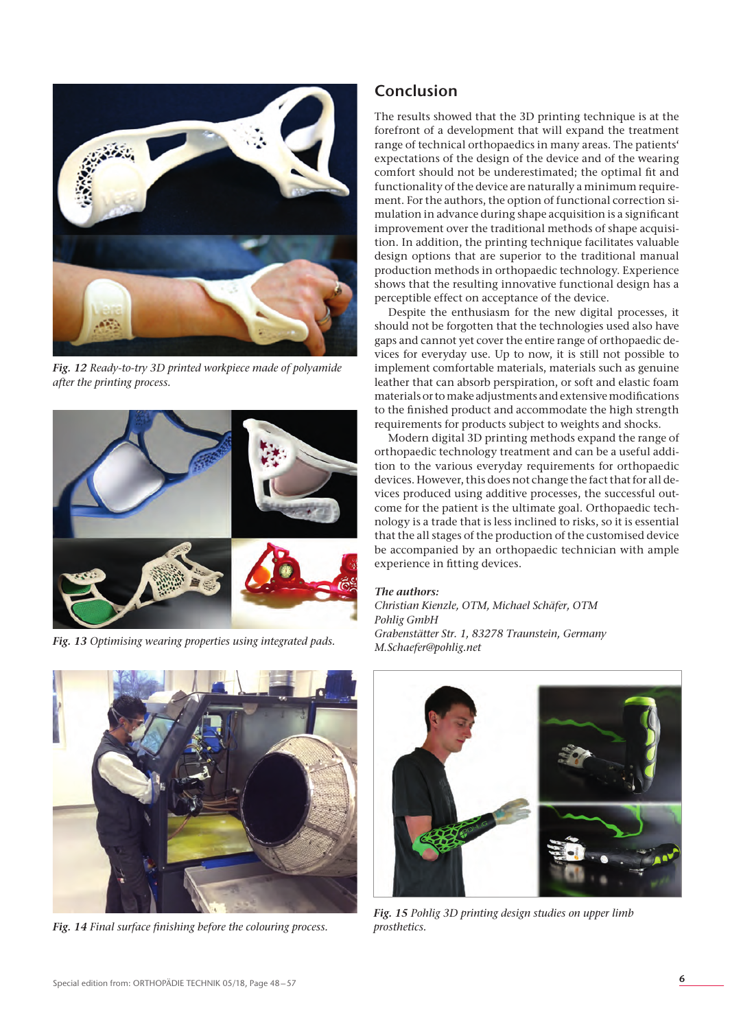*Fig. 12* Ready-to-try 3D printed workpiece made of polyamide after the printing process.

*Fig. 13* Optimising wearing properties using integrated pads.

*Fig. 14* Final surface finishing before the colouring process.

## Conclusion

The results showed that the 3D printing technique is at the forefront of a development that will expand the treatment range of technical orthopaedics in many areas. The patients' expectations of the design of the device and of the wearing comfort should not be underestimated; the optimal fit and functionality of the device are naturally a minimum requirement. For the authors, the option of functional correction simulation in advance during shape acquisition is a significant improvement over the traditional methods of shape acquisition. In addition, the printing technique facilitates valuable design options that are superior to the traditional manual production methods in orthopaedic technology. Experience shows that the resulting innovative functional design has a perceptible effect on acceptance of the device.

Despite the enthusiasm for the new digital processes, it should not be forgotten that the technologies used also have gaps and cannot yet cover the entire range of orthopaedic devices for everyday use. Up to now, it is still not possible to implement comfortable materials, materials such as genuine leather that can absorb perspiration, or soft and elastic foam materials or to make adjustments and extensive modifications to the finished product and accommodate the high strength requirements for products subject to weights and shocks.

Modern digital 3D printing methods expand the range of orthopaedic technology treatment and can be a useful addition to the various everyday requirements for orthopaedic devices. However, this does not change the fact that for all devices produced using additive processes, the successful outcome for the patient is the ultimate goal. Orthopaedic technology is a trade that is less inclined to risks, so it is essential that the all stages of the production of the customised device be accompanied by an orthopaedic technician with ample experience in fitting devices.

***The authors:***
*Christian Kienzle, OTM, Michael Schäfer, OTM*
*Pohlig GmbH*
*Grabenstätter Str. 1, 83278 Traunstein, Germany*
*M.Schaefer@pohlig.net*

*Fig. 15* Pohlig 3D printing design studies on upper limb prosthetics.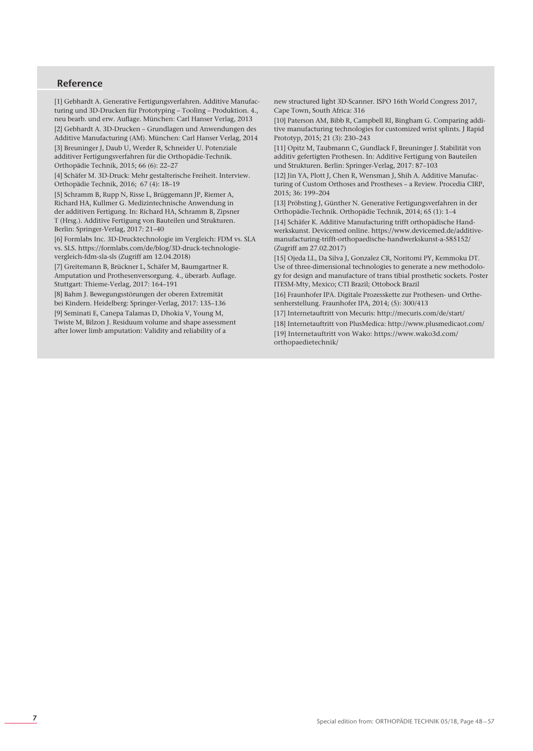## Reference

[1] Gebhardt A. Generative Fertigungsverfahren. Additive Manufacturing und 3D-Drucken für Prototyping – Tooling – Produktion. 4., neu bearb. und erw. Auflage. München: Carl Hanser Verlag, 2013

[2] Gebhardt A. 3D-Drucken – Grundlagen und Anwendungen des Additive Manufacturing (AM). München: Carl Hanser Verlag, 2014

[3] Breuninger J, Daub U, Werder R, Schneider U. Potenziale additiver Fertigungsverfahren für die Orthopädie-Technik. Orthopädie Technik, 2015; 66 (6): 22–27

[4] Schäfer M. 3D-Druck: Mehr gestalterische Freiheit. Interview. Orthopädie Technik, 2016; 67 (4): 18–19

[5] Schramm B, Rupp N, Risse L, Brüggemann JP, Riemer A, Richard HA, Kullmer G. Medizintechnische Anwendung in der additiven Fertigung. In: Richard HA, Schramm B, Zipsner T (Hrsg.). Additive Fertigung von Bauteilen und Strukturen. Berlin: Springer-Verlag, 2017: 21–40

[6] Formlabs Inc. 3D-Drucktechnologie im Vergleich: FDM vs. SLA vs. SLS. https://formlabs.com/de/blog/3D-druck-technologie-vergleich-fdm-sla-sls (Zugriff am 12.04.2018)

[7] Greitemann B, Brückner L, Schäfer M, Baumgartner R. Amputation und Prothesenversorgung. 4., überarb. Auflage. Stuttgart: Thieme-Verlag, 2017: 164–191

[8] Bahm J. Bewegungsstörungen der oberen Extremität bei Kindern. Heidelberg: Springer-Verlag, 2017: 135–136

[9] Seminati E, Canepa Talamas D, Dhokia V, Young M, Twiste M, Bilzon J. Residuum volume and shape assessment after lower limb amputation: Validity and reliability of a new structured light 3D-Scanner. ISPO 16th World Congress 2017, Cape Town, South Africa: 316

[10] Paterson AM, Bibb R, Campbell RI, Bingham G. Comparing additive manufacturing technologies for customized wrist splints. J Rapid Prototyp, 2015; 21 (3): 230–243

[11] Opitz M, Taubmann C, Gundlack F, Breuninger J. Stabilität von additiv gefertigten Prothesen. In: Additive Fertigung von Bauteilen und Strukturen. Berlin: Springer-Verlag, 2017: 87–103

[12] Jin YA, Plott J, Chen R, Wensman J, Shih A. Additive Manufacturing of Custom Orthoses and Prostheses – a Review. Procedia CIRP, 2015; 36: 199–204

[13] Pröbsting J, Günther N. Generative Fertigungsverfahren in der Orthopädie-Technik. Orthopädie Technik, 2014; 65 (1): 1–4

[14] Schäfer K. Additive Manufacturing trifft orthopädische Handwerkskunst. Devicemed online. https://www.devicemed.de/additive-manufacturing-trifft-orthopaedische-handwerkskunst-a-585152/ (Zugriff am 27.02.2017)

[15] Ojeda LL, Da Silva J, Gonzalez CR, Noritomi PY, Kemmoku DT. Use of three-dimensional technologies to generate a new methodology for design and manufacture of trans tibial prosthetic sockets. Poster ITESM-Mty, Mexico; CTI Brazil; Ottobock Brazil

[16] Fraunhofer IPA. Digitale Prozesskette zur Prothesen- und Orthesenherstellung. Fraunhofer IPA, 2014; (5): 300/413

[17] Internetauftritt von Mecuris: http://mecuris.com/de/start/

[18] Internetauftritt von PlusMedica: http://www.plusmedicaot.com/

[19] Internetauftritt von Wako: https://www.wako3d.com/orthopaedietechnik/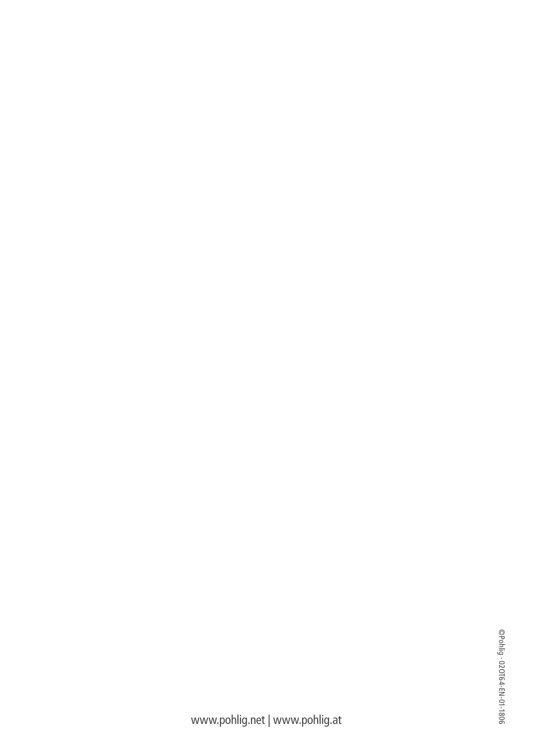www.pohlig.net | www.pohlig.at

©Pohlig · 02OT64-EN-01-1806